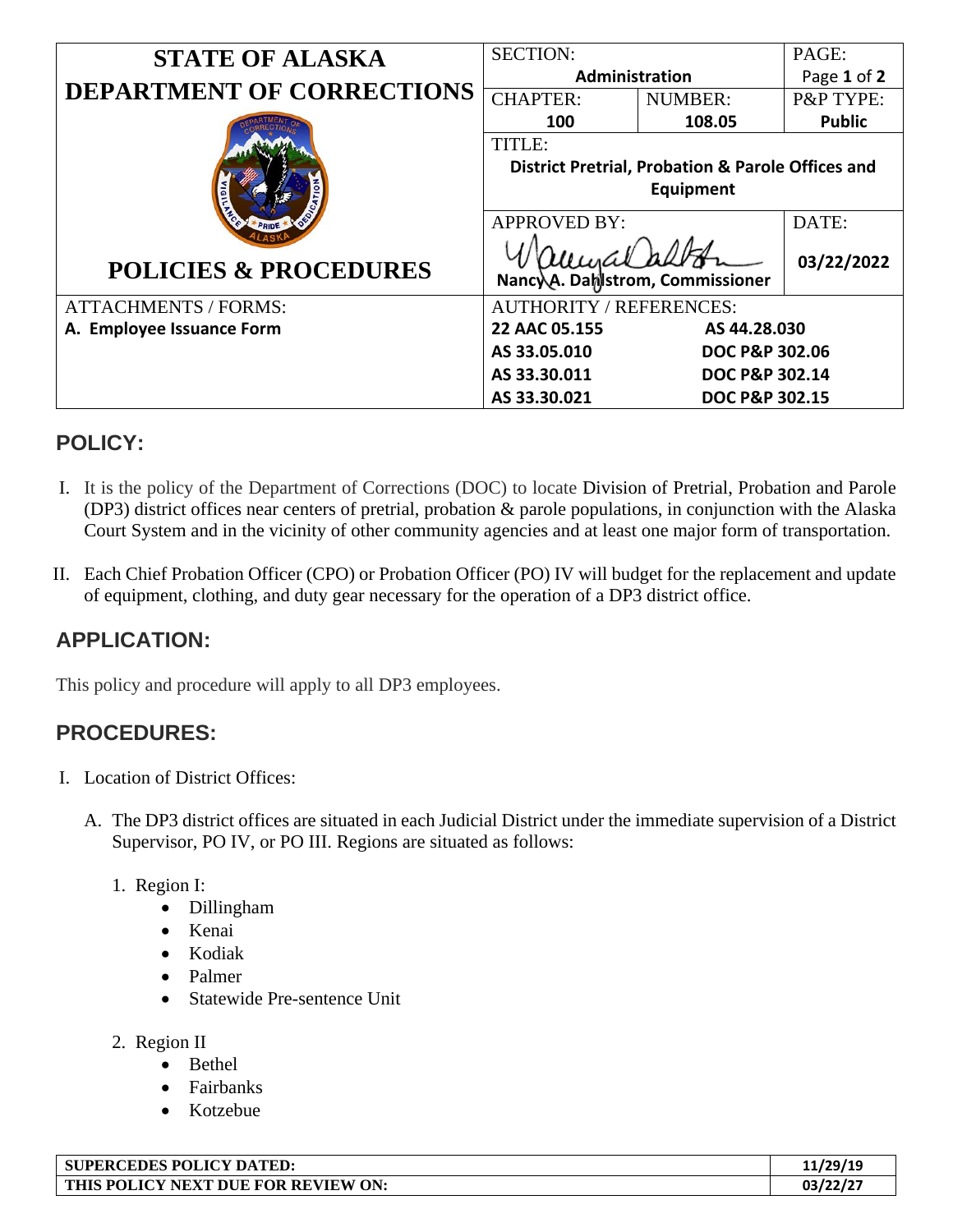| STATE OF ALASKA DEPARTMENT OF CORRECTIONS | SECTION: **Administration** | | PAGE: Page **1** of **2** |
|---|---|---|---|
| | CHAPTER: **100** | NUMBER: **108.05** | P&P TYPE: **Public** |
| | TITLE: **District Pretrial, Probation & Parole Offices and Equipment** | | |
| **POLICIES & PROCEDURES** | APPROVED BY: **Nancy A. Dahlstrom, Commissioner** | | DATE: **03/22/2022** |
| ATTACHMENTS / FORMS: | AUTHORITY / REFERENCES: | | |
| **A. Employee Issuance Form** | **22 AAC 05.155** | **AS 44.28.030** | |
| | **AS 33.05.010** | **DOC P&P 302.06** | |
| | **AS 33.30.011** | **DOC P&P 302.14** | |
| | **AS 33.30.021** | **DOC P&P 302.15** | |

## POLICY:

I. It is the policy of the Department of Corrections (DOC) to locate Division of Pretrial, Probation and Parole (DP3) district offices near centers of pretrial, probation & parole populations, in conjunction with the Alaska Court System and in the vicinity of other community agencies and at least one major form of transportation.

II. Each Chief Probation Officer (CPO) or Probation Officer (PO) IV will budget for the replacement and update of equipment, clothing, and duty gear necessary for the operation of a DP3 district office.

## APPLICATION:

This policy and procedure will apply to all DP3 employees.

## PROCEDURES:

I. Location of District Offices:

   A. The DP3 district offices are situated in each Judicial District under the immediate supervision of a District Supervisor, PO IV, or PO III. Regions are situated as follows:

      1. Region I:
         - Dillingham
         - Kenai
         - Kodiak
         - Palmer
         - Statewide Pre-sentence Unit

      2. Region II
         - Bethel
         - Fairbanks
         - Kotzebue

| SUPERCEDES POLICY DATED: | 11/29/19 |
|---|---|
| THIS POLICY NEXT DUE FOR REVIEW ON: | 03/22/27 |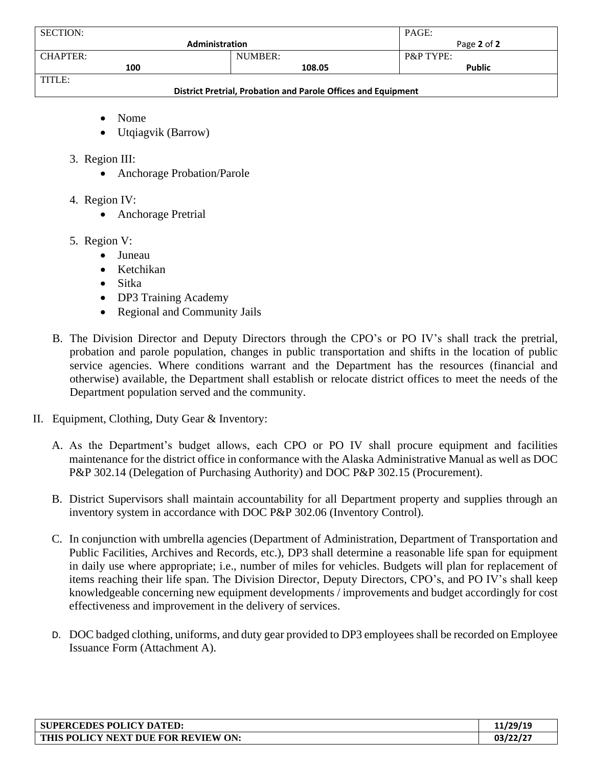- Nome
- Utqiagvik (Barrow)

3. Region III:
   - Anchorage Probation/Parole

4. Region IV:
   - Anchorage Pretrial

5. Region V:
   - Juneau
   - Ketchikan
   - Sitka
   - DP3 Training Academy
   - Regional and Community Jails

B. The Division Director and Deputy Directors through the CPO's or PO IV's shall track the pretrial, probation and parole population, changes in public transportation and shifts in the location of public service agencies. Where conditions warrant and the Department has the resources (financial and otherwise) available, the Department shall establish or relocate district offices to meet the needs of the Department population served and the community.

II. Equipment, Clothing, Duty Gear & Inventory:

A. As the Department's budget allows, each CPO or PO IV shall procure equipment and facilities maintenance for the district office in conformance with the Alaska Administrative Manual as well as DOC P&P 302.14 (Delegation of Purchasing Authority) and DOC P&P 302.15 (Procurement).

B. District Supervisors shall maintain accountability for all Department property and supplies through an inventory system in accordance with DOC P&P 302.06 (Inventory Control).

C. In conjunction with umbrella agencies (Department of Administration, Department of Transportation and Public Facilities, Archives and Records, etc.), DP3 shall determine a reasonable life span for equipment in daily use where appropriate; i.e., number of miles for vehicles. Budgets will plan for replacement of items reaching their life span. The Division Director, Deputy Directors, CPO's, and PO IV's shall keep knowledgeable concerning new equipment developments / improvements and budget accordingly for cost effectiveness and improvement in the delivery of services.

D. DOC badged clothing, uniforms, and duty gear provided to DP3 employees shall be recorded on Employee Issuance Form (Attachment A).

| | |
|---|---|
| **SUPERCEDES POLICY DATED:** | **11/29/19** |
| **THIS POLICY NEXT DUE FOR REVIEW ON:** | **03/22/27** |